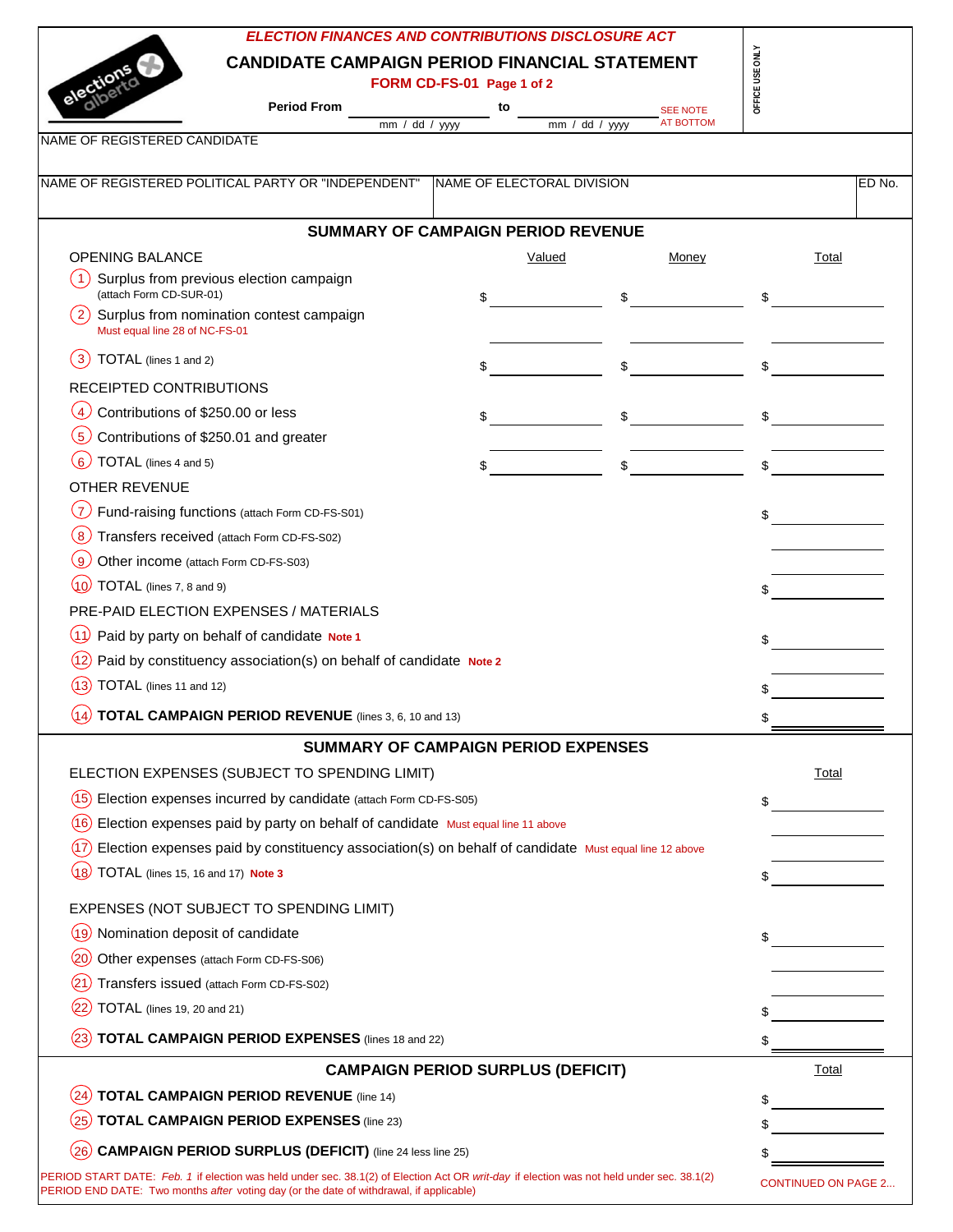*ELECTION FINANCES AND CONTRIBUTIONS DISCLOSURE ACT*

# CANDIDATE CAMPAIGN PERIOD FINANCIAL STATEMENT

**FORM CD-FS-01 Page 1 of 2**

OFFICE USE ONLY

**Period From** ______________ **to** ______________ SEE NOTE AT BOTTOM
mm / dd / yyyy mm / dd / yyyy

NAME OF REGISTERED CANDIDATE

| NAME OF REGISTERED POLITICAL PARTY OR "INDEPENDENT" | NAME OF ELECTORAL DIVISION | ED No. |
|---|---|---|
| | | |

## SUMMARY OF CAMPAIGN PERIOD REVENUE

| | Valued | Money | Total |
|---|---|---|---|
| **OPENING BALANCE** | | | |
| (1) Surplus from previous election campaign (attach Form CD-SUR-01) | $ | $ | $ |
| (2) Surplus from nomination contest campaign *Must equal line 28 of NC-FS-01* | | | |
| (3) TOTAL (lines 1 and 2) | $ | $ | $ |
| **RECEIPTED CONTRIBUTIONS** | | | |
| (4) Contributions of $250.00 or less | $ | $ | $ |
| (5) Contributions of $250.01 and greater | | | |
| (6) TOTAL (lines 4 and 5) | $ | $ | $ |
| **OTHER REVENUE** | | | |
| (7) Fund-raising functions (attach Form CD-FS-S01) | | | $ |
| (8) Transfers received (attach Form CD-FS-S02) | | | |
| (9) Other income (attach Form CD-FS-S03) | | | |
| (10) TOTAL (lines 7, 8 and 9) | | | $ |
| **PRE-PAID ELECTION EXPENSES / MATERIALS** | | | |
| (11) Paid by party on behalf of candidate **Note 1** | | | $ |
| (12) Paid by constituency association(s) on behalf of candidate **Note 2** | | | |
| (13) TOTAL (lines 11 and 12) | | | $ |
| (14) **TOTAL CAMPAIGN PERIOD REVENUE** (lines 3, 6, 10 and 13) | | | $ |

## SUMMARY OF CAMPAIGN PERIOD EXPENSES

| | Total |
|---|---|
| **ELECTION EXPENSES (SUBJECT TO SPENDING LIMIT)** | |
| (15) Election expenses incurred by candidate (attach Form CD-FS-S05) | $ |
| (16) Election expenses paid by party on behalf of candidate *Must equal line 11 above* | |
| (17) Election expenses paid by constituency association(s) on behalf of candidate *Must equal line 12 above* | |
| (18) TOTAL (lines 15, 16 and 17) **Note 3** | $ |
| **EXPENSES (NOT SUBJECT TO SPENDING LIMIT)** | |
| (19) Nomination deposit of candidate | $ |
| (20) Other expenses (attach Form CD-FS-S06) | |
| (21) Transfers issued (attach Form CD-FS-S02) | |
| (22) TOTAL (lines 19, 20 and 21) | $ |
| (23) **TOTAL CAMPAIGN PERIOD EXPENSES** (lines 18 and 22) | $ |

## CAMPAIGN PERIOD SURPLUS (DEFICIT)

| | Total |
|---|---|
| (24) **TOTAL CAMPAIGN PERIOD REVENUE** (line 14) | $ |
| (25) **TOTAL CAMPAIGN PERIOD EXPENSES** (line 23) | $ |
| (26) **CAMPAIGN PERIOD SURPLUS (DEFICIT)** (line 24 less line 25) | $ |

PERIOD START DATE: *Feb. 1* if election was held under sec. 38.1(2) of Election Act OR *writ-day* if election was not held under sec. 38.1(2)
PERIOD END DATE: Two months *after* voting day (or the date of withdrawal, if applicable)

CONTINUED ON PAGE 2...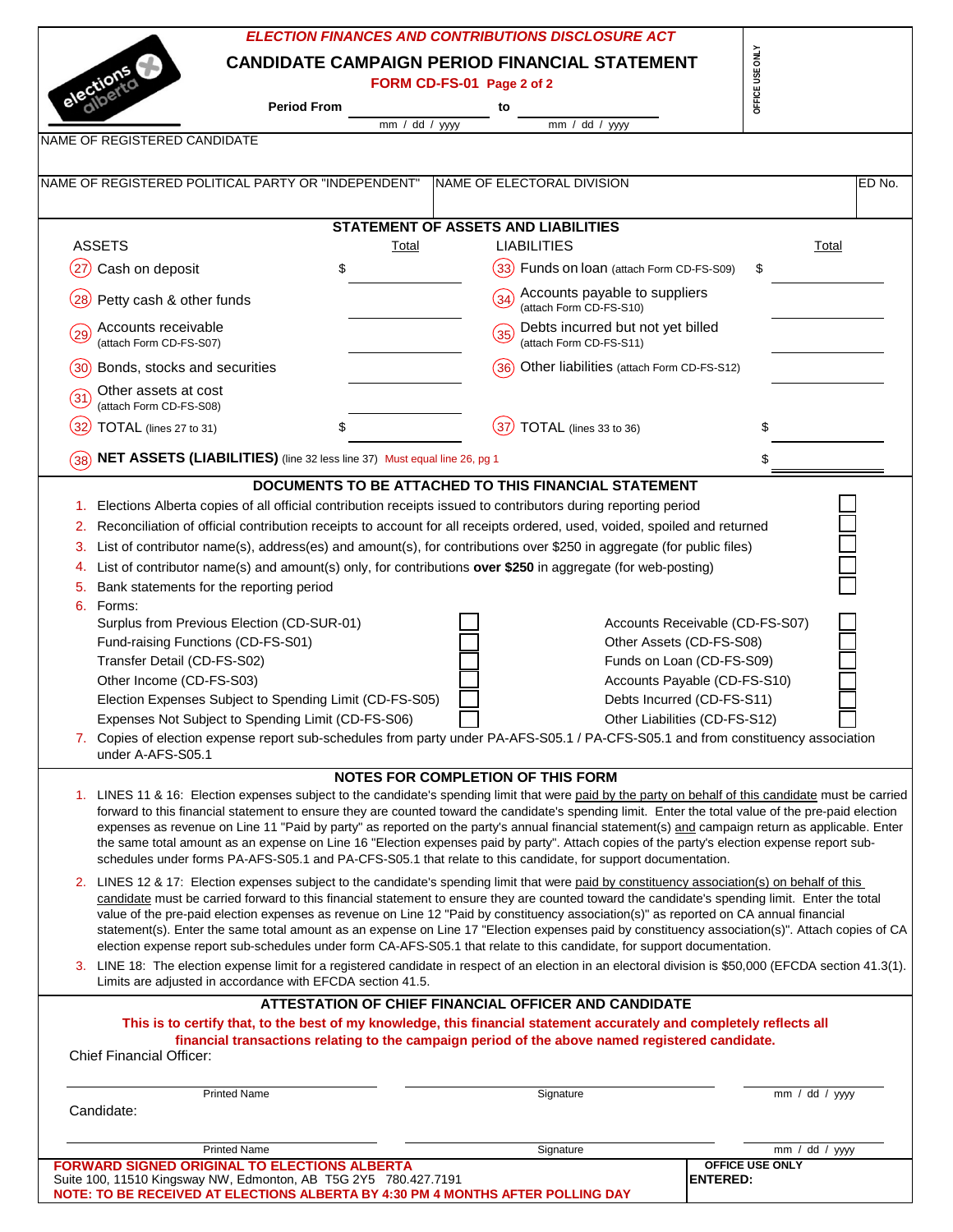*ELECTION FINANCES AND CONTRIBUTIONS DISCLOSURE ACT*

# CANDIDATE CAMPAIGN PERIOD FINANCIAL STATEMENT

**FORM CD-FS-01 Page 2 of 2**

OFFICE USE ONLY

**Period From** ________ (mm / dd / yyyy) **to** ________ (mm / dd / yyyy)

NAME OF REGISTERED CANDIDATE

| NAME OF REGISTERED POLITICAL PARTY OR "INDEPENDENT" | NAME OF ELECTORAL DIVISION | ED No. |
|---|---|---|
| | | |

## STATEMENT OF ASSETS AND LIABILITIES

| ASSETS | Total | LIABILITIES | Total |
|---|---|---|---|
| (27) Cash on deposit | $ | (33) Funds on loan (attach Form CD-FS-S09) | $ |
| (28) Petty cash & other funds | | (34) Accounts payable to suppliers (attach Form CD-FS-S10) | |
| (29) Accounts receivable (attach Form CD-FS-S07) | | (35) Debts incurred but not yet billed (attach Form CD-FS-S11) | |
| (30) Bonds, stocks and securities | | (36) Other liabilities (attach Form CD-FS-S12) | |
| (31) Other assets at cost (attach Form CD-FS-S08) | | | |
| (32) TOTAL (lines 27 to 31) | $ | (37) TOTAL (lines 33 to 36) | $ |

(38) **NET ASSETS (LIABILITIES)** (line 32 less line 37) Must equal line 26, pg 1 $

## DOCUMENTS TO BE ATTACHED TO THIS FINANCIAL STATEMENT

1. Elections Alberta copies of all official contribution receipts issued to contributors during reporting period ☐
2. Reconciliation of official contribution receipts to account for all receipts ordered, used, voided, spoiled and returned ☐
3. List of contributor name(s), address(es) and amount(s), for contributions over $250 in aggregate (for public files) ☐
4. List of contributor name(s) and amount(s) only, for contributions **over $250** in aggregate (for web-posting) ☐
5. Bank statements for the reporting period ☐
6. Forms:
   - Surplus from Previous Election (CD-SUR-01) ☐
   - Fund-raising Functions (CD-FS-S01) ☐
   - Transfer Detail (CD-FS-S02) ☐
   - Other Income (CD-FS-S03) ☐
   - Election Expenses Subject to Spending Limit (CD-FS-S05) ☐
   - Expenses Not Subject to Spending Limit (CD-FS-S06) ☐
   - Accounts Receivable (CD-FS-S07) ☐
   - Other Assets (CD-FS-S08) ☐
   - Funds on Loan (CD-FS-S09) ☐
   - Accounts Payable (CD-FS-S10) ☐
   - Debts Incurred (CD-FS-S11) ☐
   - Other Liabilities (CD-FS-S12) ☐
7. Copies of election expense report sub-schedules from party under PA-AFS-S05.1 / PA-CFS-S05.1 and from constituency association under A-AFS-S05.1

## NOTES FOR COMPLETION OF THIS FORM

1. LINES 11 & 16: Election expenses subject to the candidate's spending limit that were paid by the party on behalf of this candidate must be carried forward to this financial statement to ensure they are counted toward the candidate's spending limit. Enter the total value of the pre-paid election expenses as revenue on Line 11 "Paid by party" as reported on the party's annual financial statement(s) and campaign return as applicable. Enter the same total amount as an expense on Line 16 "Election expenses paid by party". Attach copies of the party's election expense report sub-schedules under forms PA-AFS-S05.1 and PA-CFS-S05.1 that relate to this candidate, for support documentation.
2. LINES 12 & 17: Election expenses subject to the candidate's spending limit that were paid by constituency association(s) on behalf of this candidate must be carried forward to this financial statement to ensure they are counted toward the candidate's spending limit. Enter the total value of the pre-paid election expenses as revenue on Line 12 "Paid by constituency association(s)" as reported on CA annual financial statement(s). Enter the same total amount as an expense on Line 17 "Election expenses paid by constituency association(s)". Attach copies of CA election expense report sub-schedules under form CA-AFS-S05.1 that relate to this candidate, for support documentation.
3. LINE 18: The election expense limit for a registered candidate in respect of an election in an electoral division is $50,000 (EFCDA section 41.3(1). Limits are adjusted in accordance with EFCDA section 41.5.

## ATTESTATION OF CHIEF FINANCIAL OFFICER AND CANDIDATE

**This is to certify that, to the best of my knowledge, this financial statement accurately and completely reflects all financial transactions relating to the campaign period of the above named registered candidate.**

Chief Financial Officer:

| Printed Name | Signature | mm / dd / yyyy |
|---|---|---|

Candidate:

| Printed Name | Signature | mm / dd / yyyy |
|---|---|---|

**FORWARD SIGNED ORIGINAL TO ELECTIONS ALBERTA**
Suite 100, 11510 Kingsway NW, Edmonton, AB T5G 2Y5 780.427.7191
**NOTE: TO BE RECEIVED AT ELECTIONS ALBERTA BY 4:30 PM 4 MONTHS AFTER POLLING DAY**

**OFFICE USE ONLY**
**ENTERED:**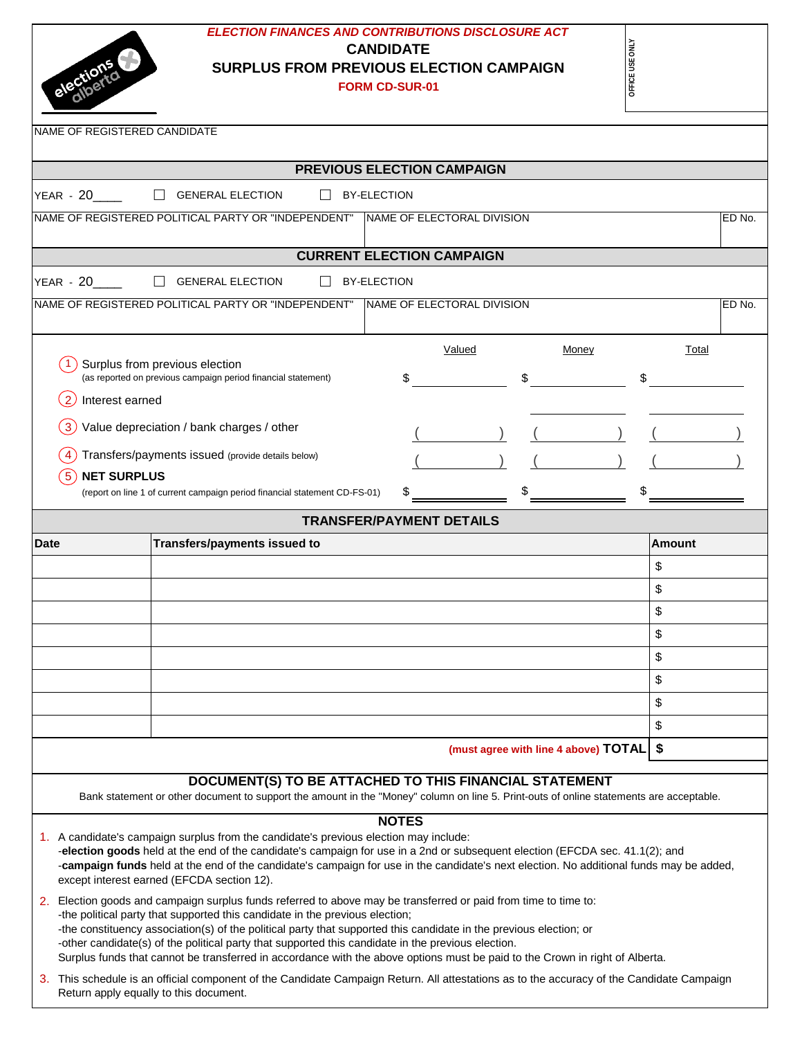*ELECTION FINANCES AND CONTRIBUTIONS DISCLOSURE ACT*

# CANDIDATE
# SURPLUS FROM PREVIOUS ELECTION CAMPAIGN

**FORM CD-SUR-01**

OFFICE USE ONLY

NAME OF REGISTERED CANDIDATE

## PREVIOUS ELECTION CAMPAIGN

YEAR - 20____ ☐ GENERAL ELECTION ☐ BY-ELECTION

| NAME OF REGISTERED POLITICAL PARTY OR "INDEPENDENT" | NAME OF ELECTORAL DIVISION | ED No. |
|---|---|---|
| | | |

## CURRENT ELECTION CAMPAIGN

YEAR - 20____ ☐ GENERAL ELECTION ☐ BY-ELECTION

| NAME OF REGISTERED POLITICAL PARTY OR "INDEPENDENT" | NAME OF ELECTORAL DIVISION | ED No. |
|---|---|---|
| | | |

| | Valued | Money | Total |
|---|---|---|---|
| (1) Surplus from previous election (as reported on previous campaign period financial statement) | $ | $ | $ |
| (2) Interest earned | | | |
| (3) Value depreciation / bank charges / other | ( ) | ( ) | ( ) |
| (4) Transfers/payments issued (provide details below) | ( ) | ( ) | ( ) |
| (5) **NET SURPLUS** (report on line 1 of current campaign period financial statement CD-FS-01) | $ | $ | $ |

## TRANSFER/PAYMENT DETAILS

| Date | Transfers/payments issued to | Amount |
|---|---|---|
| | | $ |
| | | $ |
| | | $ |
| | | $ |
| | | $ |
| | | $ |
| | | $ |
| | | $ |
| | (must agree with line 4 above) **TOTAL** | $ |

## DOCUMENT(S) TO BE ATTACHED TO THIS FINANCIAL STATEMENT

Bank statement or other document to support the amount in the "Money" column on line 5. Print-outs of online statements are acceptable.

## NOTES

1. A candidate's campaign surplus from the candidate's previous election may include:
   -**election goods** held at the end of the candidate's campaign for use in a 2nd or subsequent election (EFCDA sec. 41.1(2); and
   -**campaign funds** held at the end of the candidate's campaign for use in the candidate's next election. No additional funds may be added, except interest earned (EFCDA section 12).
2. Election goods and campaign surplus funds referred to above may be transferred or paid from time to time to:
   -the political party that supported this candidate in the previous election;
   -the constituency association(s) of the political party that supported this candidate in the previous election; or
   -other candidate(s) of the political party that supported this candidate in the previous election.
   Surplus funds that cannot be transferred in accordance with the above options must be paid to the Crown in right of Alberta.
3. This schedule is an official component of the Candidate Campaign Return. All attestations as to the accuracy of the Candidate Campaign Return apply equally to this document.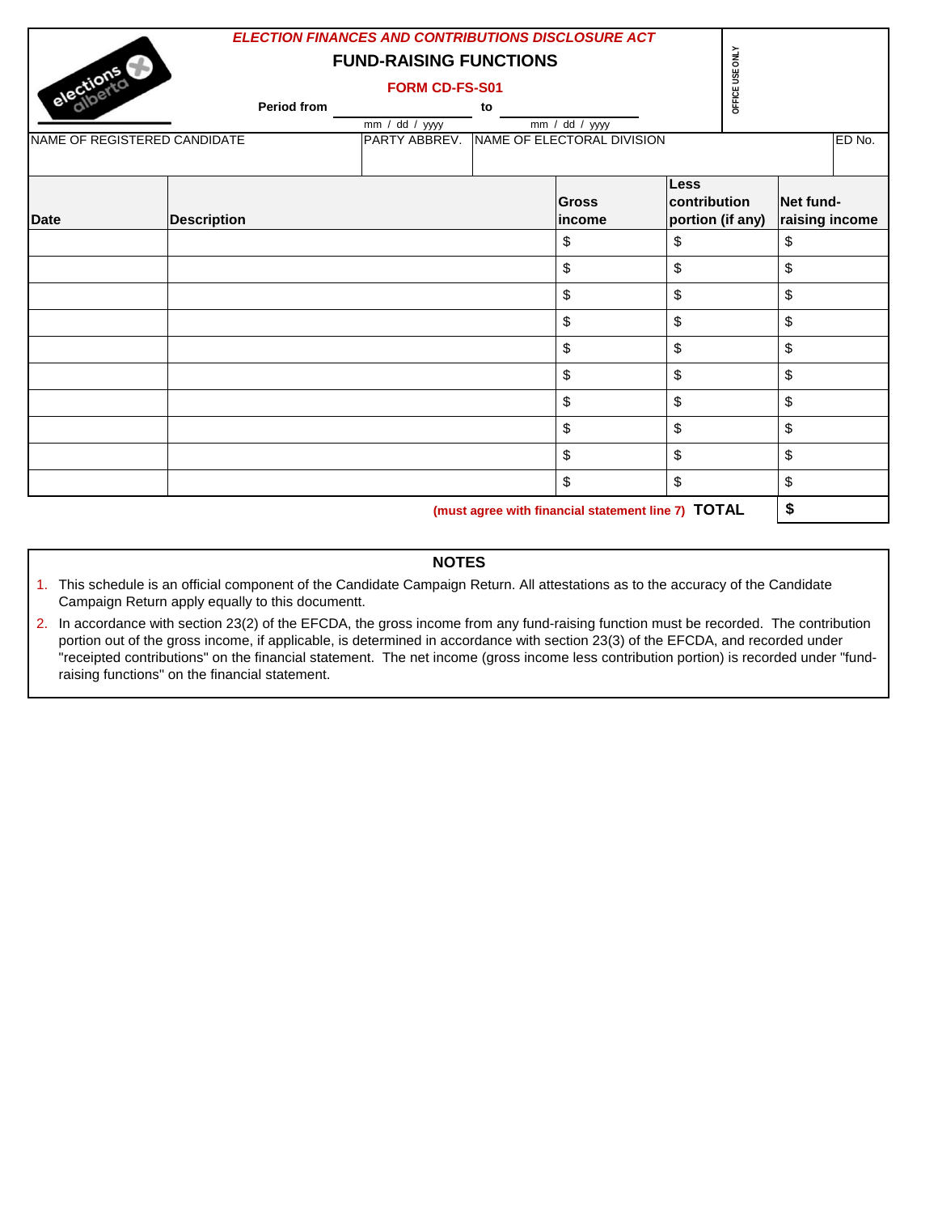*ELECTION FINANCES AND CONTRIBUTIONS DISCLOSURE ACT*

## FUND-RAISING FUNCTIONS

**FORM CD-FS-S01**

**Period from** ______________ **to** ______________
mm / dd / yyyy        mm / dd / yyyy

OFFICE USE ONLY

| NAME OF REGISTERED CANDIDATE | PARTY ABBREV. | NAME OF ELECTORAL DIVISION | ED No. |
|---|---|---|---|
| | | | |

| Date | Description | Gross income | Less contribution portion (if any) | Net fund-raising income |
|---|---|---|---|---|
| | | $ | $ | $ |
| | | $ | $ | $ |
| | | $ | $ | $ |
| | | $ | $ | $ |
| | | $ | $ | $ |
| | | $ | $ | $ |
| | | $ | $ | $ |
| | | $ | $ | $ |
| | | $ | $ | $ |
| | | $ | $ | $ |
| | | | (must agree with financial statement line 7) **TOTAL** | **$** |

### NOTES

1. This schedule is an official component of the Candidate Campaign Return. All attestations as to the accuracy of the Candidate Campaign Return apply equally to this documentt.
2. In accordance with section 23(2) of the EFCDA, the gross income from any fund-raising function must be recorded. The contribution portion out of the gross income, if applicable, is determined in accordance with section 23(3) of the EFCDA, and recorded under "receipted contributions" on the financial statement. The net income (gross income less contribution portion) is recorded under "fund-raising functions" on the financial statement.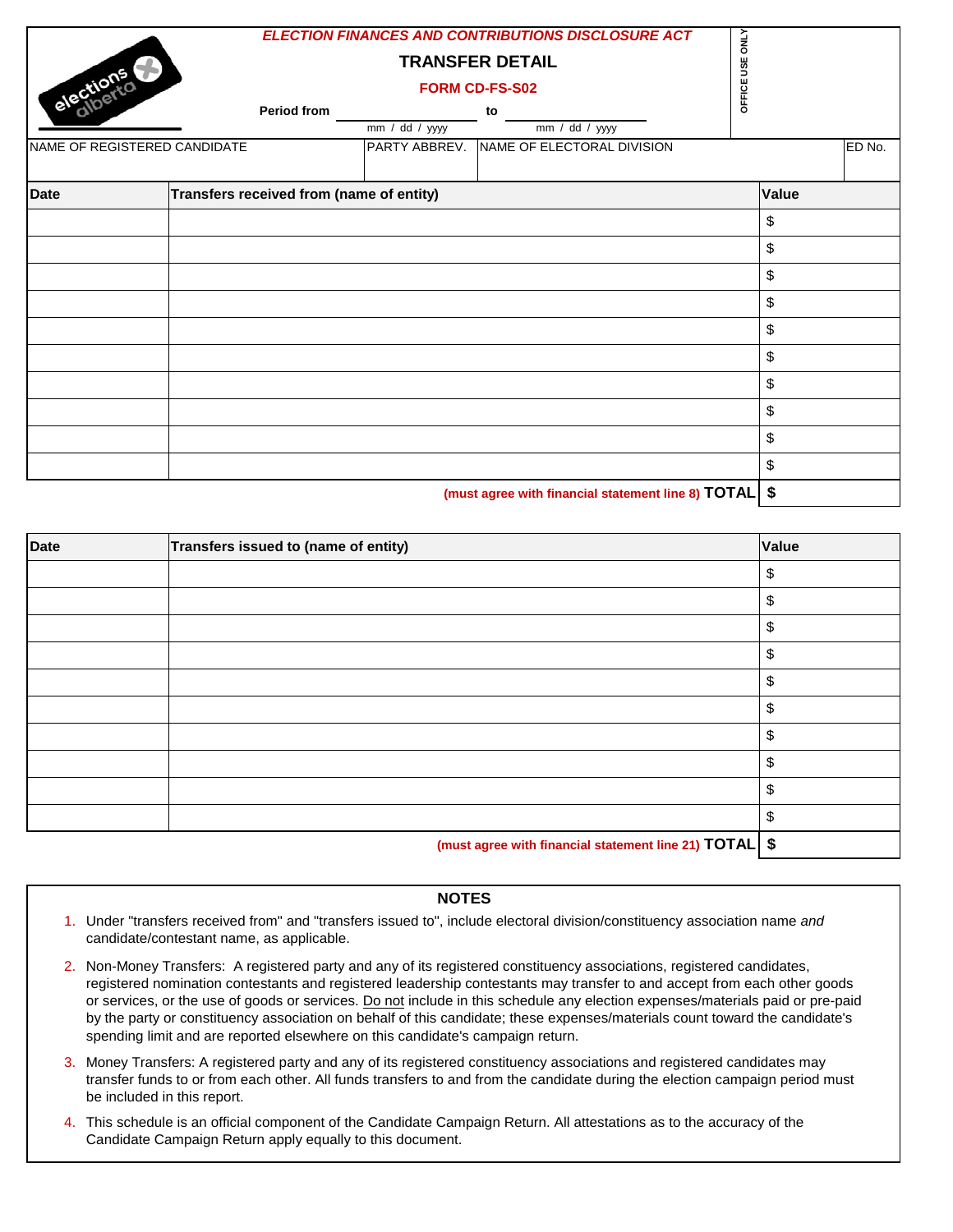elections alberta

*ELECTION FINANCES AND CONTRIBUTIONS DISCLOSURE ACT*

# TRANSFER DETAIL

## FORM CD-FS-S02

Period from ____________ to ____________
mm / dd / yyyy mm / dd / yyyy

OFFICE USE ONLY

| NAME OF REGISTERED CANDIDATE | PARTY ABBREV. | NAME OF ELECTORAL DIVISION | ED No. |
|---|---|---|---|
| | | | |

| Date | Transfers received from (name of entity) | Value |
|---|---|---|
| | | $ |
| | | $ |
| | | $ |
| | | $ |
| | | $ |
| | | $ |
| | | $ |
| | | $ |
| | | $ |
| | | $ |
| | (must agree with financial statement line 8) **TOTAL** | **$** |

| Date | Transfers issued to (name of entity) | Value |
|---|---|---|
| | | $ |
| | | $ |
| | | $ |
| | | $ |
| | | $ |
| | | $ |
| | | $ |
| | | $ |
| | | $ |
| | | $ |
| | (must agree with financial statement line 21) **TOTAL** | **$** |

**NOTES**

1. Under "transfers received from" and "transfers issued to", include electoral division/constituency association name *and* candidate/contestant name, as applicable.
2. Non-Money Transfers: A registered party and any of its registered constituency associations, registered candidates, registered nomination contestants and registered leadership contestants may transfer to and accept from each other goods or services, or the use of goods or services. Do not include in this schedule any election expenses/materials paid or pre-paid by the party or constituency association on behalf of this candidate; these expenses/materials count toward the candidate's spending limit and are reported elsewhere on this candidate's campaign return.
3. Money Transfers: A registered party and any of its registered constituency associations and registered candidates may transfer funds to or from each other. All funds transfers to and from the candidate during the election campaign period must be included in this report.
4. This schedule is an official component of the Candidate Campaign Return. All attestations as to the accuracy of the Candidate Campaign Return apply equally to this document.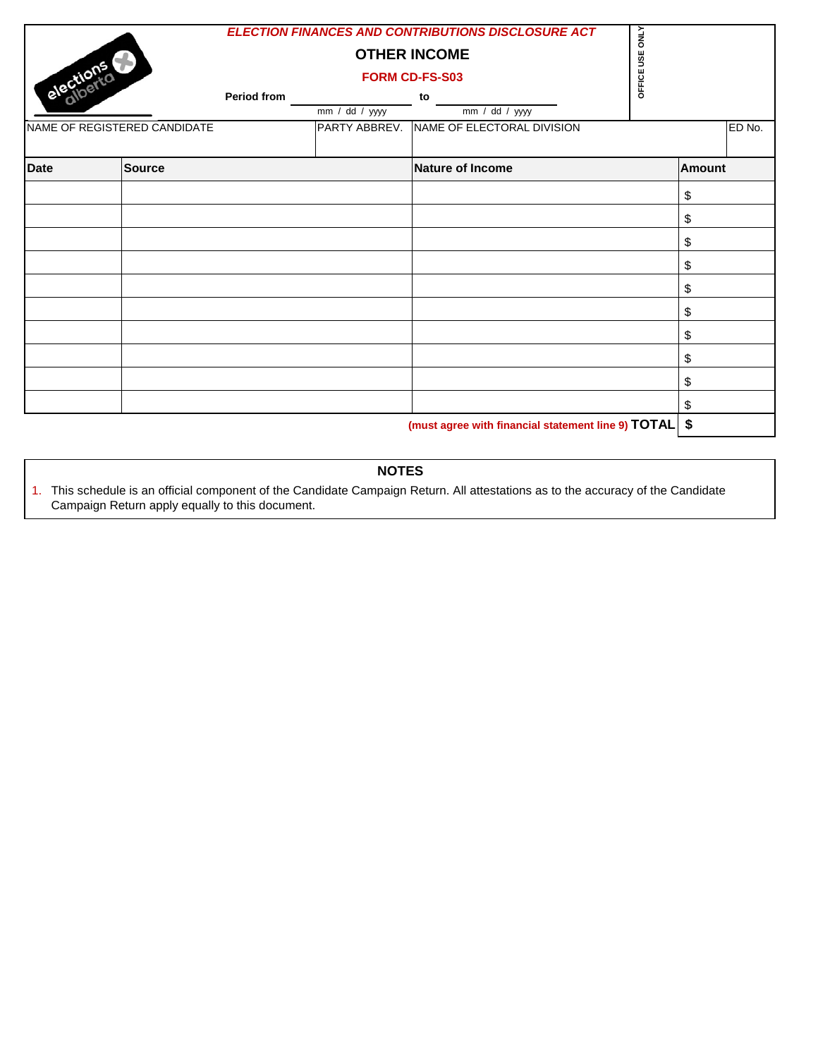*ELECTION FINANCES AND CONTRIBUTIONS DISCLOSURE ACT*

## OTHER INCOME

**FORM CD-FS-S03**

**Period from** ____________ **to** ____________
mm / dd / yyyy — mm / dd / yyyy

OFFICE USE ONLY

| NAME OF REGISTERED CANDIDATE | PARTY ABBREV. | NAME OF ELECTORAL DIVISION | ED No. |
|---|---|---|---|
| | | | |

| Date | Source | Nature of Income | Amount |
|---|---|---|---|
| | | | $ |
| | | | $ |
| | | | $ |
| | | | $ |
| | | | $ |
| | | | $ |
| | | | $ |
| | | | $ |
| | | | $ |
| | | | $ |
| | | (must agree with financial statement line 9) **TOTAL** | **$** |

### NOTES

1. This schedule is an official component of the Candidate Campaign Return. All attestations as to the accuracy of the Candidate Campaign Return apply equally to this document.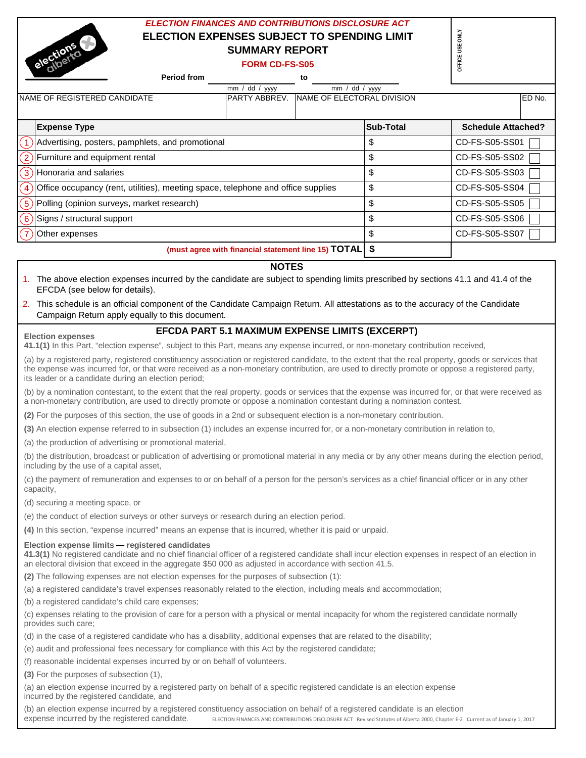*ELECTION FINANCES AND CONTRIBUTIONS DISCLOSURE ACT*

# ELECTION EXPENSES SUBJECT TO SPENDING LIMIT SUMMARY REPORT

**FORM CD-FS-S05**

OFFICE USE ONLY

**Period from** ______________ **to** ______________
mm / dd / yyyy — mm / dd / yyyy

| NAME OF REGISTERED CANDIDATE | PARTY ABBREV. | NAME OF ELECTORAL DIVISION | ED No. |
|---|---|---|---|
| | | | |

| | Expense Type | Sub-Total | Schedule Attached? |
|---|---|---|---|
| 1 | Advertising, posters, pamphlets, and promotional | $ | CD-FS-S05-SS01 ☐ |
| 2 | Furniture and equipment rental | $ | CD-FS-S05-SS02 ☐ |
| 3 | Honoraria and salaries | $ | CD-FS-S05-SS03 ☐ |
| 4 | Office occupancy (rent, utilities), meeting space, telephone and office supplies | $ | CD-FS-S05-SS04 ☐ |
| 5 | Polling (opinion surveys, market research) | $ | CD-FS-S05-SS05 ☐ |
| 6 | Signs / structural support | $ | CD-FS-S05-SS06 ☐ |
| 7 | Other expenses | $ | CD-FS-S05-SS07 ☐ |
| | **(must agree with financial statement line 15) TOTAL** | $ | |

## NOTES

1. The above election expenses incurred by the candidate are subject to spending limits prescribed by sections 41.1 and 41.4 of the EFCDA (see below for details).
2. This schedule is an official component of the Candidate Campaign Return. All attestations as to the accuracy of the Candidate Campaign Return apply equally to this document.

## EFCDA PART 5.1 MAXIMUM EXPENSE LIMITS (EXCERPT)

**Election expenses**

**41.1(1)** In this Part, "election expense", subject to this Part, means any expense incurred, or non-monetary contribution received,

(a) by a registered party, registered constituency association or registered candidate, to the extent that the real property, goods or services that the expense was incurred for, or that were received as a non-monetary contribution, are used to directly promote or oppose a registered party, its leader or a candidate during an election period;

(b) by a nomination contestant, to the extent that the real property, goods or services that the expense was incurred for, or that were received as a non-monetary contribution, are used to directly promote or oppose a nomination contestant during a nomination contest.

**(2)** For the purposes of this section, the use of goods in a 2nd or subsequent election is a non-monetary contribution.

**(3)** An election expense referred to in subsection (1) includes an expense incurred for, or a non-monetary contribution in relation to,

(a) the production of advertising or promotional material,

(b) the distribution, broadcast or publication of advertising or promotional material in any media or by any other means during the election period, including by the use of a capital asset,

(c) the payment of remuneration and expenses to or on behalf of a person for the person's services as a chief financial officer or in any other capacity,

(d) securing a meeting space, or

(e) the conduct of election surveys or other surveys or research during an election period.

**(4)** In this section, "expense incurred" means an expense that is incurred, whether it is paid or unpaid.

**Election expense limits — registered candidates**

**41.3(1)** No registered candidate and no chief financial officer of a registered candidate shall incur election expenses in respect of an election in an electoral division that exceed in the aggregate $50 000 as adjusted in accordance with section 41.5.

**(2)** The following expenses are not election expenses for the purposes of subsection (1):

(a) a registered candidate's travel expenses reasonably related to the election, including meals and accommodation;

(b) a registered candidate's child care expenses;

(c) expenses relating to the provision of care for a person with a physical or mental incapacity for whom the registered candidate normally provides such care;

(d) in the case of a registered candidate who has a disability, additional expenses that are related to the disability;

(e) audit and professional fees necessary for compliance with this Act by the registered candidate;

(f) reasonable incidental expenses incurred by or on behalf of volunteers.

**(3)** For the purposes of subsection (1),

(a) an election expense incurred by a registered party on behalf of a specific registered candidate is an election expense incurred by the registered candidate, and

(b) an election expense incurred by a registered constituency association on behalf of a registered candidate is an election expense incurred by the registered candidate.

ELECTION FINANCES AND CONTRIBUTIONS DISCLOSURE ACT Revised Statutes of Alberta 2000, Chapter E-2 Current as of January 1, 2017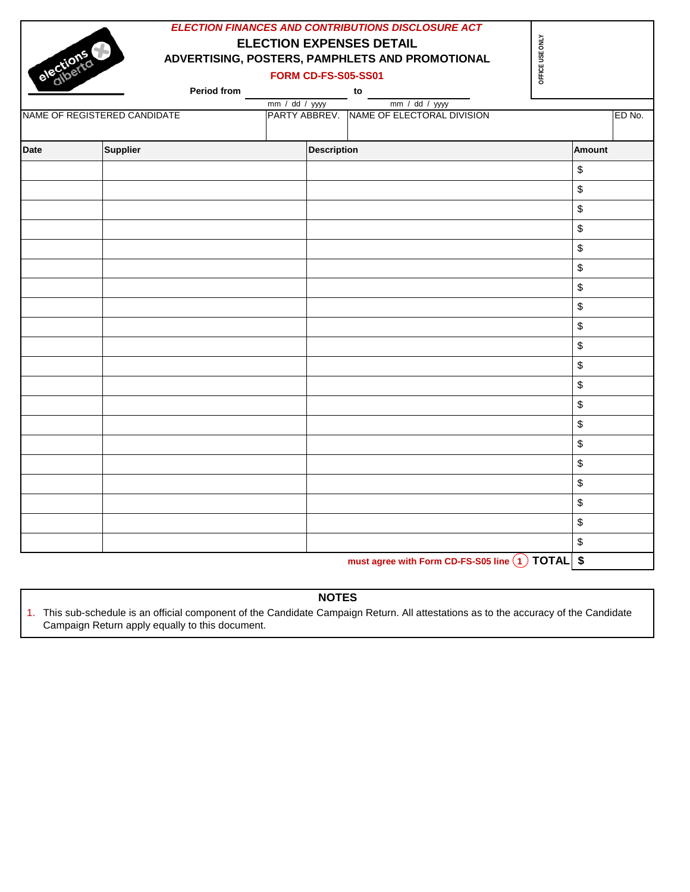***ELECTION FINANCES AND CONTRIBUTIONS DISCLOSURE ACT***

# ELECTION EXPENSES DETAIL

## ADVERTISING, POSTERS, PAMPHLETS AND PROMOTIONAL

**FORM CD-FS-S05-SS01**

OFFICE USE ONLY

**Period from** ______ (mm / dd / yyyy) **to** ______ (mm / dd / yyyy)

| NAME OF REGISTERED CANDIDATE | PARTY ABBREV. | NAME OF ELECTORAL DIVISION | ED No. |
|---|---|---|---|
| | | | |

| Date | Supplier | Description | Amount |
|---|---|---|---|
| | | | $ |
| | | | $ |
| | | | $ |
| | | | $ |
| | | | $ |
| | | | $ |
| | | | $ |
| | | | $ |
| | | | $ |
| | | | $ |
| | | | $ |
| | | | $ |
| | | | $ |
| | | | $ |
| | | | $ |
| | | | $ |
| | | | $ |
| | | | $ |
| | | | $ |
| | | | $ |
| | | must agree with Form CD-FS-S05 line (1) **TOTAL** | **$** |

**NOTES**

1. This sub-schedule is an official component of the Candidate Campaign Return. All attestations as to the accuracy of the Candidate Campaign Return apply equally to this document.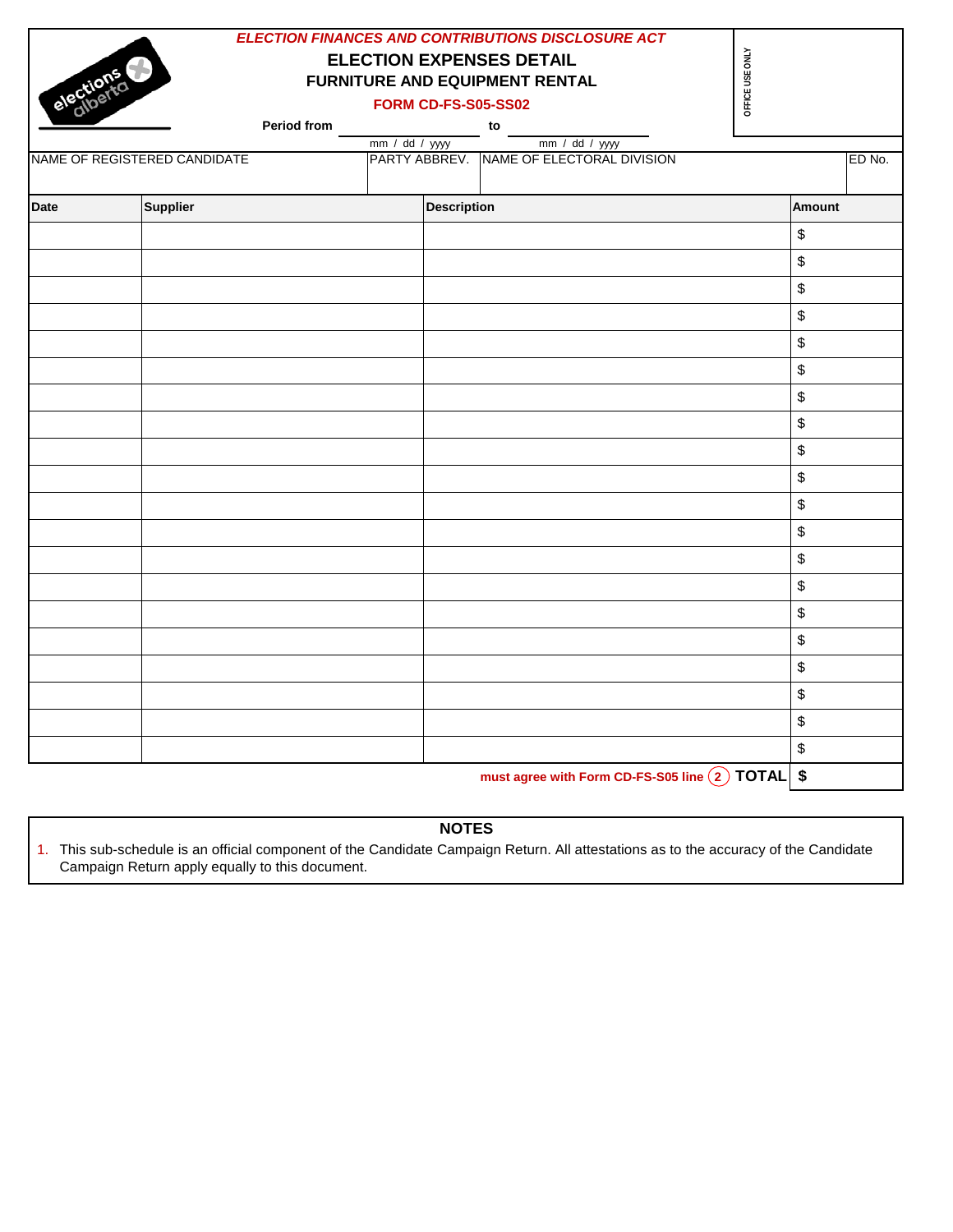*ELECTION FINANCES AND CONTRIBUTIONS DISCLOSURE ACT*

# ELECTION EXPENSES DETAIL

## FURNITURE AND EQUIPMENT RENTAL

**FORM CD-FS-S05-SS02**

OFFICE USE ONLY

**Period from** ________ (mm / dd / yyyy) **to** ________ (mm / dd / yyyy)

| NAME OF REGISTERED CANDIDATE | PARTY ABBREV. | NAME OF ELECTORAL DIVISION | ED No. |
|---|---|---|---|
| | | | |

| Date | Supplier | Description | Amount |
|---|---|---|---|
| | | | $ |
| | | | $ |
| | | | $ |
| | | | $ |
| | | | $ |
| | | | $ |
| | | | $ |
| | | | $ |
| | | | $ |
| | | | $ |
| | | | $ |
| | | | $ |
| | | | $ |
| | | | $ |
| | | | $ |
| | | | $ |
| | | | $ |
| | | | $ |
| | | | $ |
| | | | $ |
| | | **must agree with Form CD-FS-S05 line (2) TOTAL** | **$** |

### NOTES

1. This sub-schedule is an official component of the Candidate Campaign Return. All attestations as to the accuracy of the Candidate Campaign Return apply equally to this document.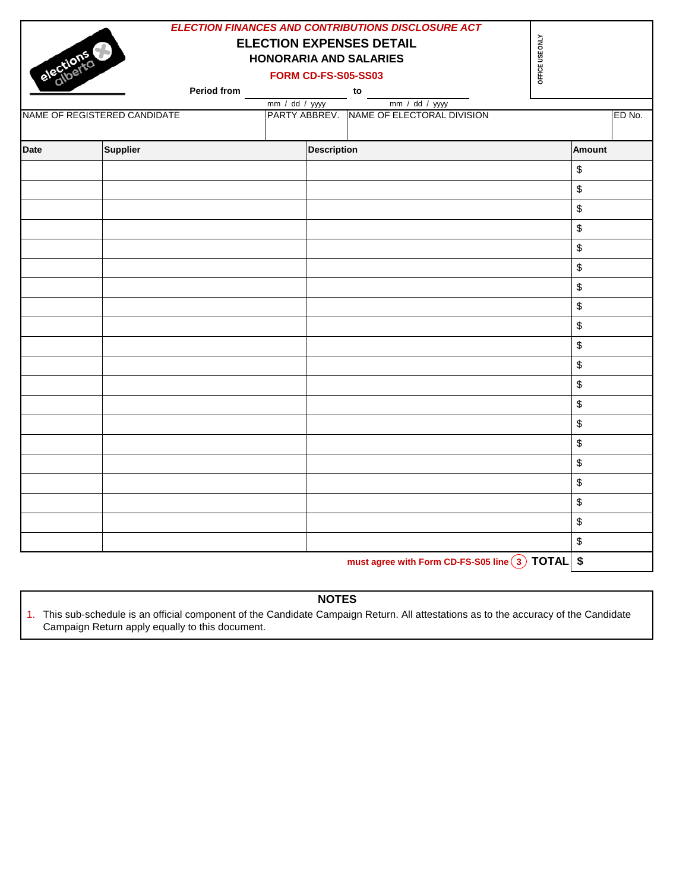*ELECTION FINANCES AND CONTRIBUTIONS DISCLOSURE ACT*

# ELECTION EXPENSES DETAIL

## HONORARIA AND SALARIES

**FORM CD-FS-S05-SS03**

OFFICE USE ONLY

**Period from** ____________ **to** ____________
mm / dd / yyyy — mm / dd / yyyy

| NAME OF REGISTERED CANDIDATE | PARTY ABBREV. | NAME OF ELECTORAL DIVISION | ED No. |
|---|---|---|---|
| | | | |

| Date | Supplier | Description | Amount |
|---|---|---|---|
| | | | $ |
| | | | $ |
| | | | $ |
| | | | $ |
| | | | $ |
| | | | $ |
| | | | $ |
| | | | $ |
| | | | $ |
| | | | $ |
| | | | $ |
| | | | $ |
| | | | $ |
| | | | $ |
| | | | $ |
| | | | $ |
| | | | $ |
| | | | $ |
| | | | $ |
| | | | $ |
| | | must agree with Form CD-FS-S05 line (3) **TOTAL** | **$** |

### NOTES

1. This sub-schedule is an official component of the Candidate Campaign Return. All attestations as to the accuracy of the Candidate Campaign Return apply equally to this document.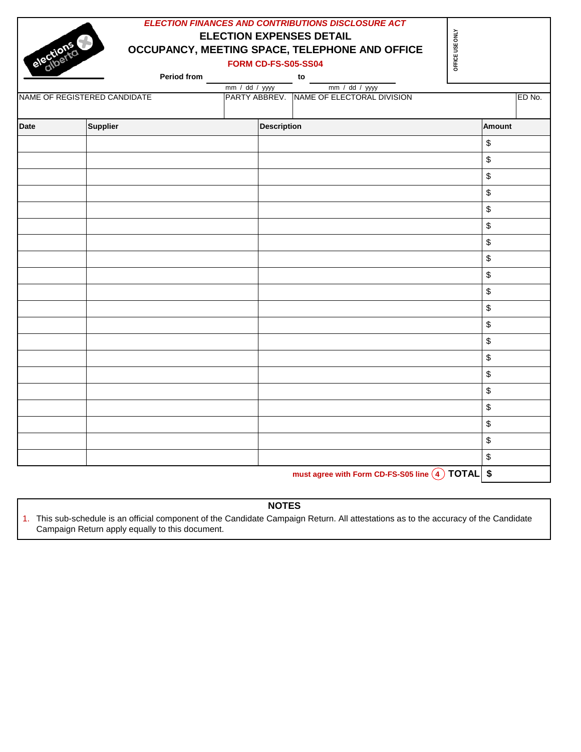*ELECTION FINANCES AND CONTRIBUTIONS DISCLOSURE ACT*

# ELECTION EXPENSES DETAIL
# OCCUPANCY, MEETING SPACE, TELEPHONE AND OFFICE

**FORM CD-FS-S05-SS04**

OFFICE USE ONLY

**Period from** ____________ **to** ____________
mm / dd / yyyy mm / dd / yyyy

| NAME OF REGISTERED CANDIDATE | PARTY ABBREV. | NAME OF ELECTORAL DIVISION | ED No. |
|---|---|---|---|
| | | | |

| Date | Supplier | Description | Amount |
|---|---|---|---|
| | | | $ |
| | | | $ |
| | | | $ |
| | | | $ |
| | | | $ |
| | | | $ |
| | | | $ |
| | | | $ |
| | | | $ |
| | | | $ |
| | | | $ |
| | | | $ |
| | | | $ |
| | | | $ |
| | | | $ |
| | | | $ |
| | | | $ |
| | | | $ |
| | | | $ |
| | | | $ |
| | | must agree with Form CD-FS-S05 line (4) **TOTAL** | **$** |

## NOTES

1. This sub-schedule is an official component of the Candidate Campaign Return. All attestations as to the accuracy of the Candidate Campaign Return apply equally to this document.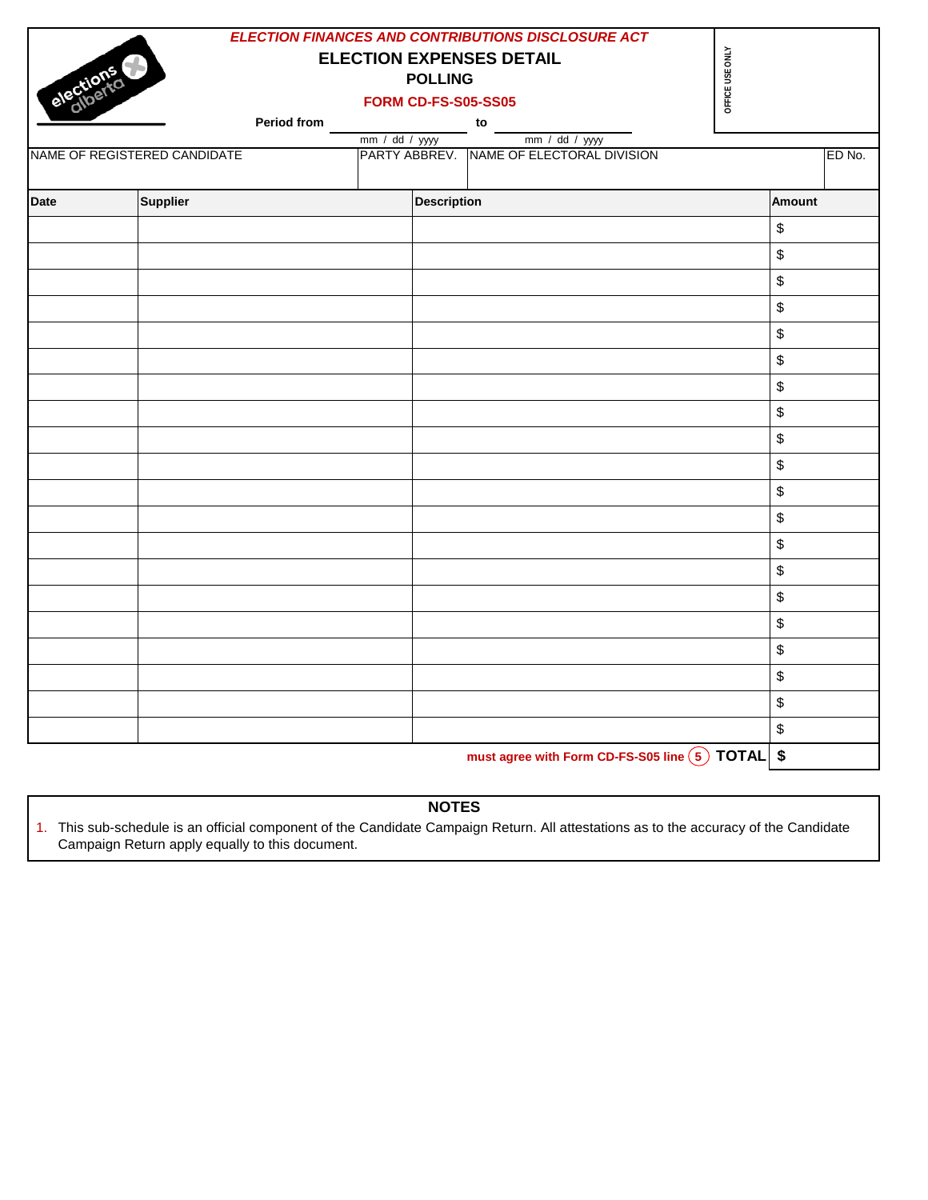*ELECTION FINANCES AND CONTRIBUTIONS DISCLOSURE ACT*

# ELECTION EXPENSES DETAIL

## POLLING

**FORM CD-FS-S05-SS05**

OFFICE USE ONLY

**Period from** ____________ (mm / dd / yyyy) **to** ____________ (mm / dd / yyyy)

| NAME OF REGISTERED CANDIDATE | PARTY ABBREV. | NAME OF ELECTORAL DIVISION | ED No. |
|---|---|---|---|
| | | | |

| Date | Supplier | Description | Amount |
|---|---|---|---|
| | | | $ |
| | | | $ |
| | | | $ |
| | | | $ |
| | | | $ |
| | | | $ |
| | | | $ |
| | | | $ |
| | | | $ |
| | | | $ |
| | | | $ |
| | | | $ |
| | | | $ |
| | | | $ |
| | | | $ |
| | | | $ |
| | | | $ |
| | | | $ |
| | | | $ |
| | | | $ |
| | | must agree with Form CD-FS-S05 line (5) **TOTAL** | $ |

## NOTES

1. This sub-schedule is an official component of the Candidate Campaign Return. All attestations as to the accuracy of the Candidate Campaign Return apply equally to this document.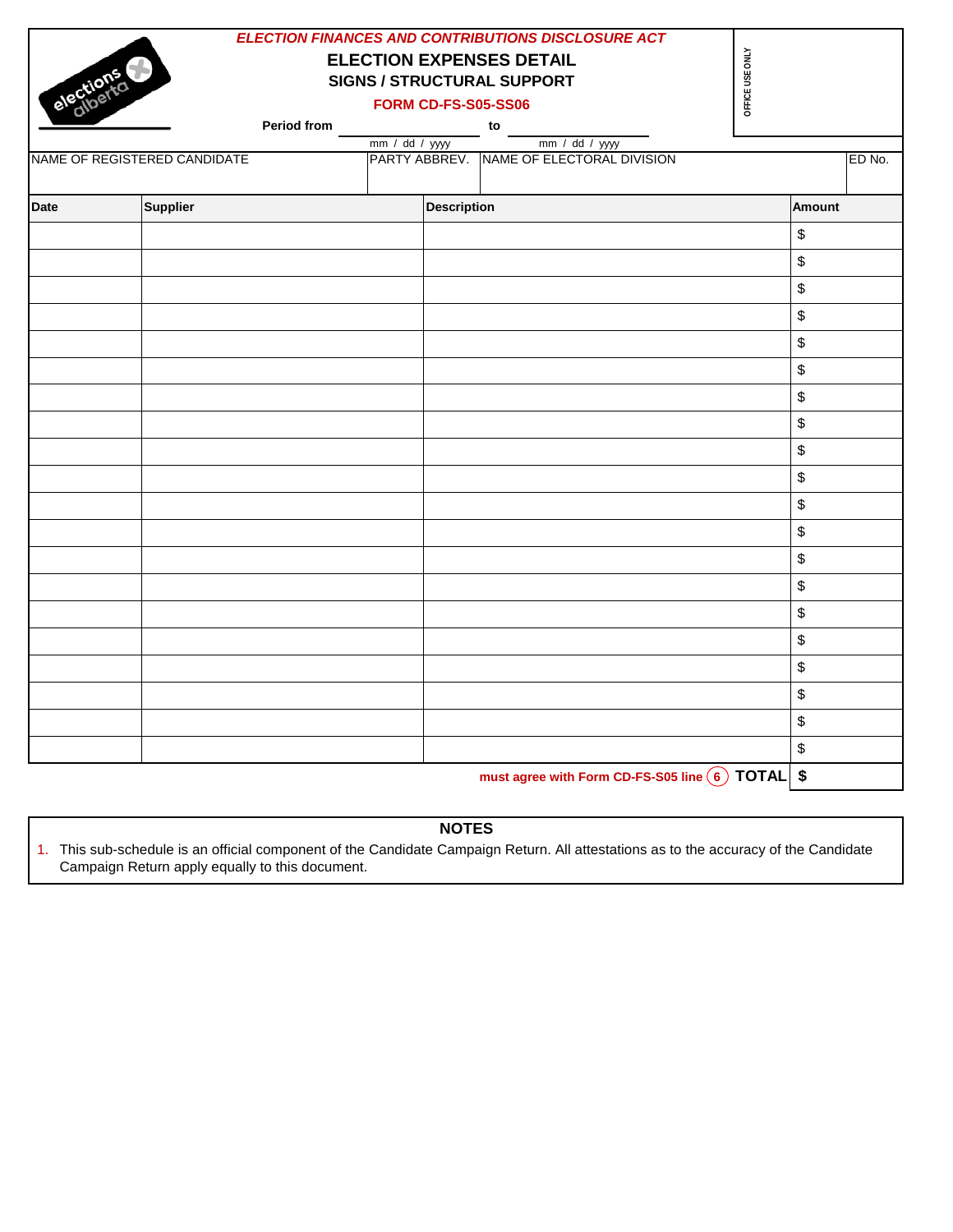*ELECTION FINANCES AND CONTRIBUTIONS DISCLOSURE ACT*

# ELECTION EXPENSES DETAIL

## SIGNS / STRUCTURAL SUPPORT

**FORM CD-FS-S05-SS06**

OFFICE USE ONLY

**Period from** ____________ **to** ____________
mm / dd / yyyy mm / dd / yyyy

| NAME OF REGISTERED CANDIDATE | PARTY ABBREV. | NAME OF ELECTORAL DIVISION | ED No. |
|---|---|---|---|
| | | | |

| Date | Supplier | Description | Amount |
|---|---|---|---|
| | | | $ |
| | | | $ |
| | | | $ |
| | | | $ |
| | | | $ |
| | | | $ |
| | | | $ |
| | | | $ |
| | | | $ |
| | | | $ |
| | | | $ |
| | | | $ |
| | | | $ |
| | | | $ |
| | | | $ |
| | | | $ |
| | | | $ |
| | | | $ |
| | | | $ |
| | | | $ |
| | | must agree with Form CD-FS-S05 line (6) **TOTAL** | **$** |

### NOTES

1. This sub-schedule is an official component of the Candidate Campaign Return. All attestations as to the accuracy of the Candidate Campaign Return apply equally to this document.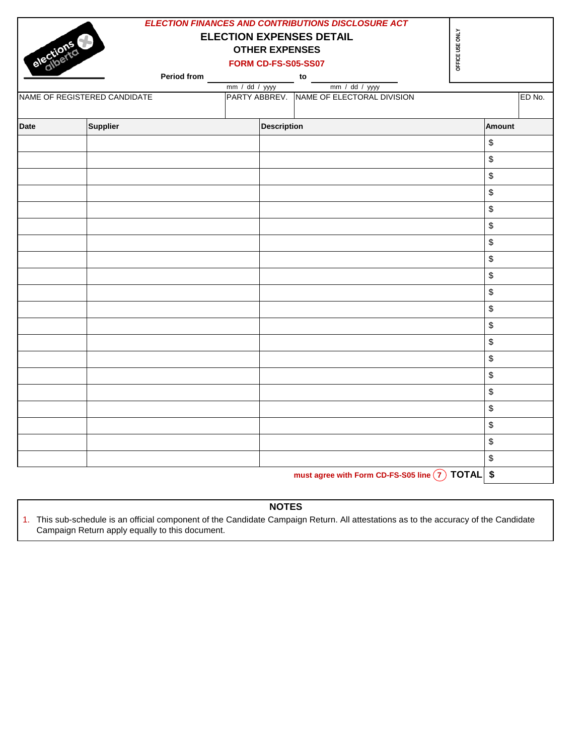*ELECTION FINANCES AND CONTRIBUTIONS DISCLOSURE ACT*

# ELECTION EXPENSES DETAIL

## OTHER EXPENSES

**FORM CD-FS-S05-SS07**

OFFICE USE ONLY

**Period from** ____________ **to** ____________
mm / dd / yyyy — mm / dd / yyyy

| NAME OF REGISTERED CANDIDATE | PARTY ABBREV. | NAME OF ELECTORAL DIVISION | ED No. |
|---|---|---|---|
| | | | |

| Date | Supplier | Description | Amount |
|---|---|---|---|
| | | | $ |
| | | | $ |
| | | | $ |
| | | | $ |
| | | | $ |
| | | | $ |
| | | | $ |
| | | | $ |
| | | | $ |
| | | | $ |
| | | | $ |
| | | | $ |
| | | | $ |
| | | | $ |
| | | | $ |
| | | | $ |
| | | | $ |
| | | | $ |
| | | | $ |
| | | | $ |
| | | must agree with Form CD-FS-S05 line (7) **TOTAL** | **$** |

### NOTES

1. This sub-schedule is an official component of the Candidate Campaign Return. All attestations as to the accuracy of the Candidate Campaign Return apply equally to this document.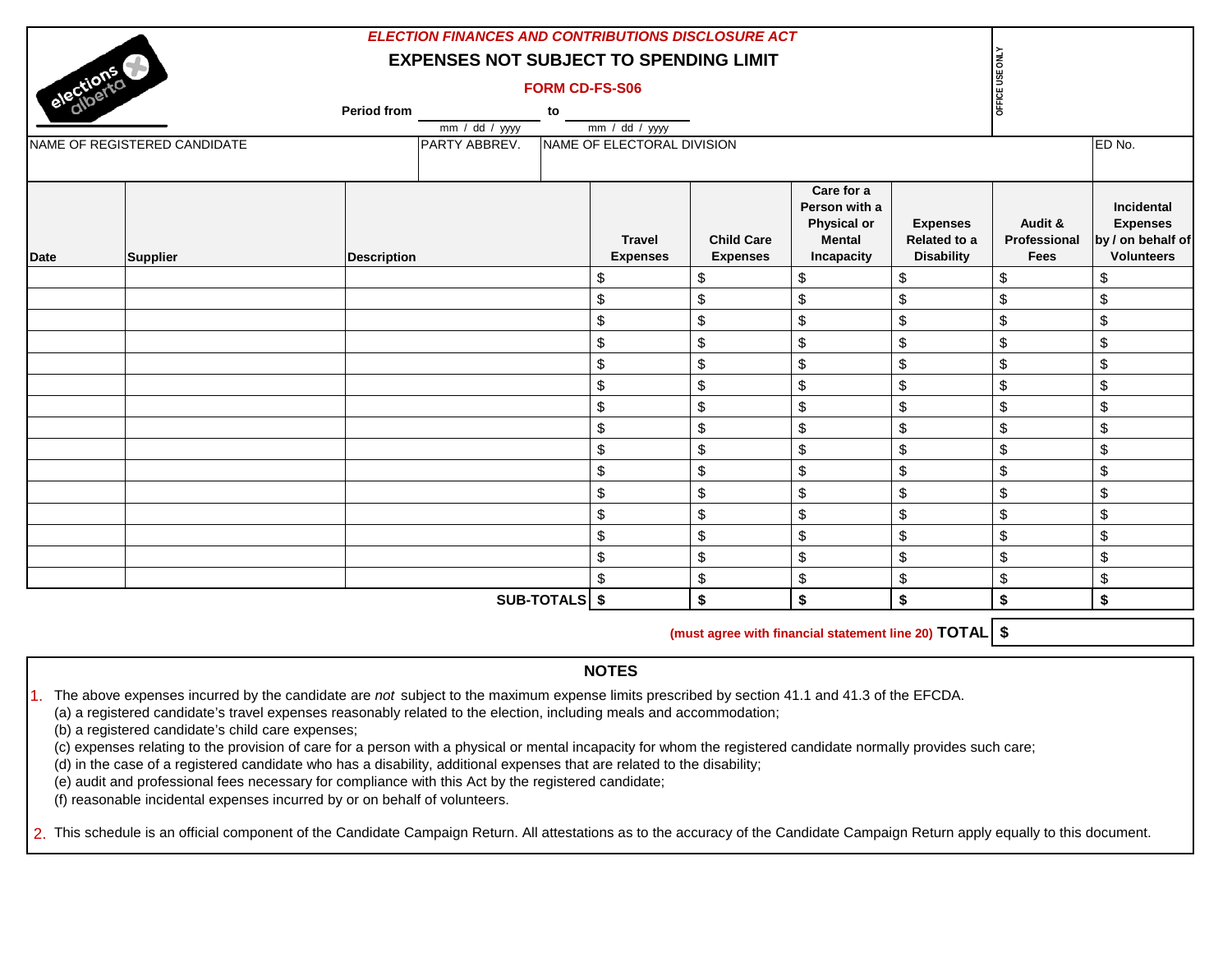*ELECTION FINANCES AND CONTRIBUTIONS DISCLOSURE ACT*

# EXPENSES NOT SUBJECT TO SPENDING LIMIT

**FORM CD-FS-S06**

OFFICE USE ONLY

**Period from** ____________ (mm / dd / yyyy) **to** ____________ (mm / dd / yyyy)

| NAME OF REGISTERED CANDIDATE | PARTY ABBREV. | NAME OF ELECTORAL DIVISION | ED No. |
|---|---|---|---|
| | | | |

| Date | Supplier | Description | Travel Expenses | Child Care Expenses | Care for a Person with a Physical or Mental Incapacity | Expenses Related to a Disability | Audit & Professional Fees | Incidental Expenses by / on behalf of Volunteers |
|---|---|---|---|---|---|---|---|---|
| | | | $ | $ | $ | $ | $ | $ |
| | | | $ | $ | $ | $ | $ | $ |
| | | | $ | $ | $ | $ | $ | $ |
| | | | $ | $ | $ | $ | $ | $ |
| | | | $ | $ | $ | $ | $ | $ |
| | | | $ | $ | $ | $ | $ | $ |
| | | | $ | $ | $ | $ | $ | $ |
| | | | $ | $ | $ | $ | $ | $ |
| | | | $ | $ | $ | $ | $ | $ |
| | | | $ | $ | $ | $ | $ | $ |
| | | | $ | $ | $ | $ | $ | $ |
| | | | $ | $ | $ | $ | $ | $ |
| | | | $ | $ | $ | $ | $ | $ |
| | | | $ | $ | $ | $ | $ | $ |
| | | | $ | $ | $ | $ | $ | $ |
| | | **SUB-TOTALS** | **$** | **$** | **$** | **$** | **$** | **$** |

(must agree with financial statement line 20) **TOTAL** **$**

## NOTES

1. The above expenses incurred by the candidate are *not* subject to the maximum expense limits prescribed by section 41.1 and 41.3 of the EFCDA.
   (a) a registered candidate's travel expenses reasonably related to the election, including meals and accommodation;
   (b) a registered candidate's child care expenses;
   (c) expenses relating to the provision of care for a person with a physical or mental incapacity for whom the registered candidate normally provides such care;
   (d) in the case of a registered candidate who has a disability, additional expenses that are related to the disability;
   (e) audit and professional fees necessary for compliance with this Act by the registered candidate;
   (f) reasonable incidental expenses incurred by or on behalf of volunteers.

2. This schedule is an official component of the Candidate Campaign Return. All attestations as to the accuracy of the Candidate Campaign Return apply equally to this document.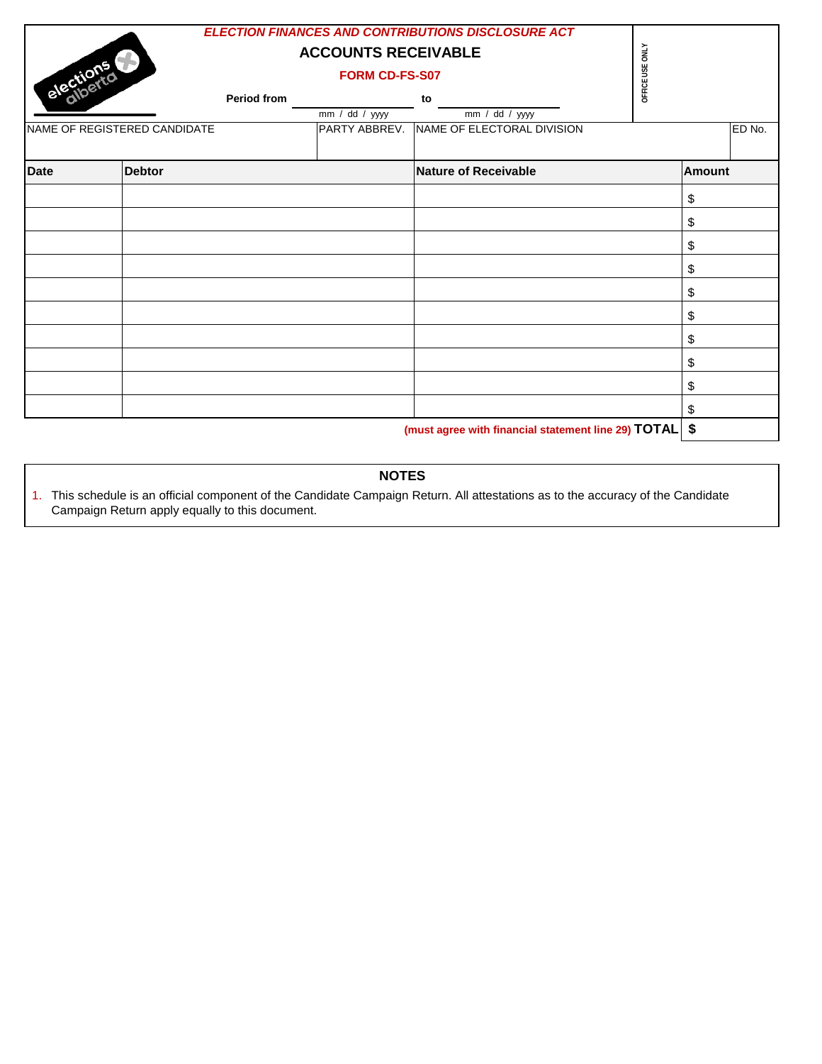*ELECTION FINANCES AND CONTRIBUTIONS DISCLOSURE ACT*

# ACCOUNTS RECEIVABLE

**FORM CD-FS-S07**

**Period from** ____________ **to** ____________
mm / dd / yyyy mm / dd / yyyy

OFFICE USE ONLY

| NAME OF REGISTERED CANDIDATE | PARTY ABBREV. | NAME OF ELECTORAL DIVISION | ED No. |
|---|---|---|---|
| | | | |

| Date | Debtor | Nature of Receivable | Amount |
|---|---|---|---|
| | | | $ |
| | | | $ |
| | | | $ |
| | | | $ |
| | | | $ |
| | | | $ |
| | | | $ |
| | | | $ |
| | | | $ |
| | | | $ |
| | | **(must agree with financial statement line 29) TOTAL** | **$** |

## NOTES

1. This schedule is an official component of the Candidate Campaign Return. All attestations as to the accuracy of the Candidate Campaign Return apply equally to this document.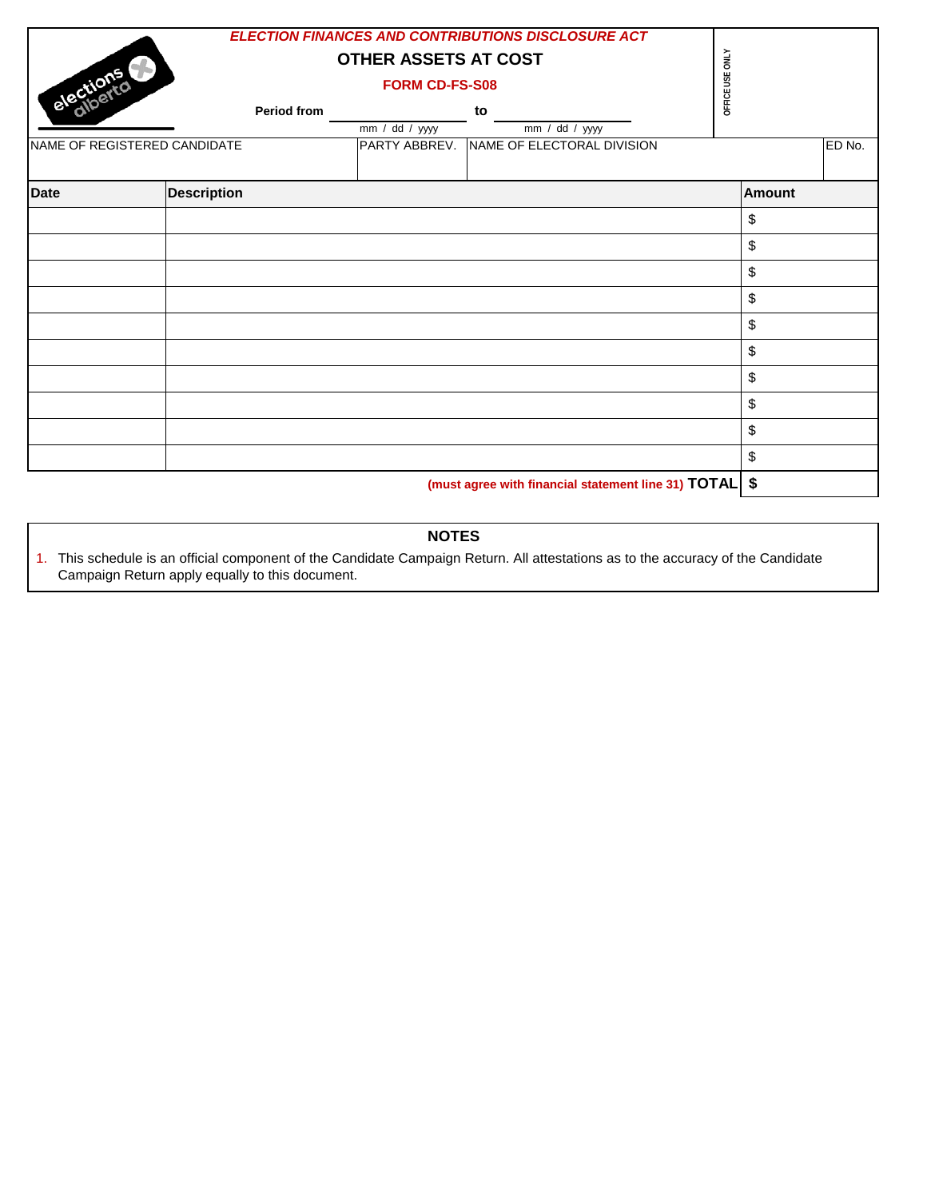*ELECTION FINANCES AND CONTRIBUTIONS DISCLOSURE ACT*

# OTHER ASSETS AT COST

**FORM CD-FS-S08**

**Period from** ____________ **to** ____________
mm / dd / yyyy   mm / dd / yyyy

OFFICE USE ONLY

| NAME OF REGISTERED CANDIDATE | PARTY ABBREV. | NAME OF ELECTORAL DIVISION | ED No. |
|---|---|---|---|
| | | | |

| Date | Description | Amount |
|---|---|---|
| | | $ |
| | | $ |
| | | $ |
| | | $ |
| | | $ |
| | | $ |
| | | $ |
| | | $ |
| | | $ |
| | | $ |
| | (must agree with financial statement line 31) **TOTAL** | **$** |

## NOTES

1. This schedule is an official component of the Candidate Campaign Return. All attestations as to the accuracy of the Candidate Campaign Return apply equally to this document.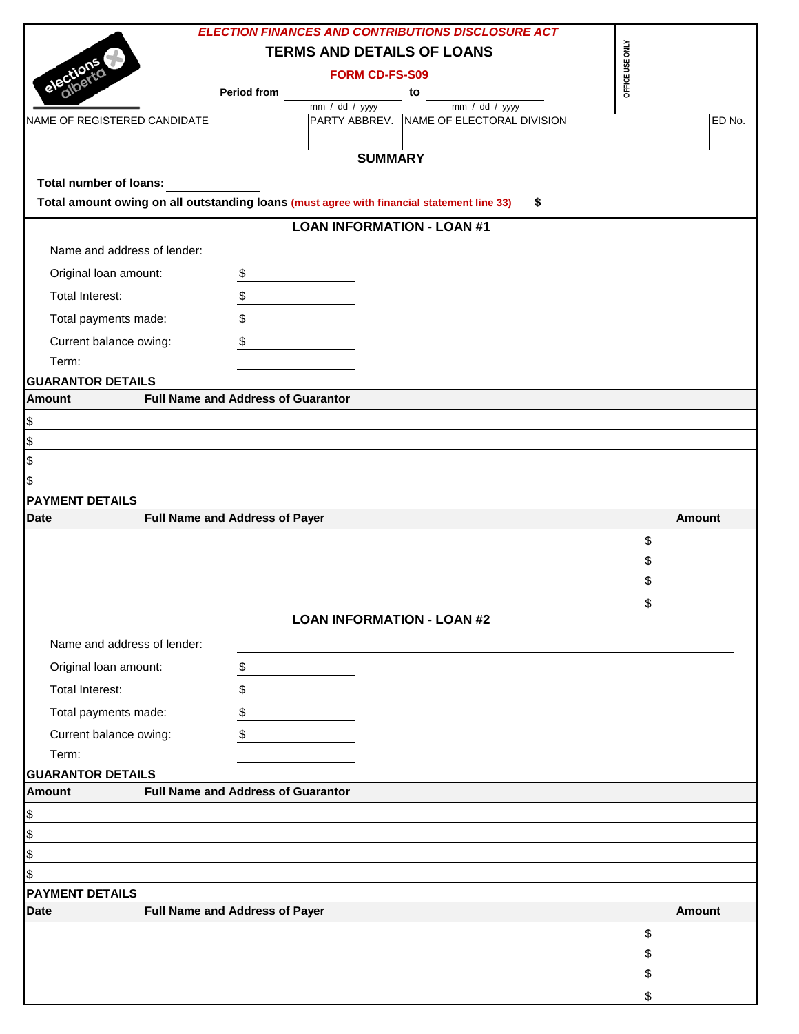*ELECTION FINANCES AND CONTRIBUTIONS DISCLOSURE ACT*

# TERMS AND DETAILS OF LOANS

**FORM CD-FS-S09**

OFFICE USE ONLY

**Period from** ______________ **to** ______________
mm / dd / yyyy          mm / dd / yyyy

| NAME OF REGISTERED CANDIDATE | PARTY ABBREV. | NAME OF ELECTORAL DIVISION | ED No. |
|---|---|---|---|
| | | | |

## SUMMARY

**Total number of loans:** ______________

**Total amount owing on all outstanding loans** **(must agree with financial statement line 33)** **$** ______________

## LOAN INFORMATION - LOAN #1

Name and address of lender: ______________________________

Original loan amount: $ ______________

Total Interest: $ ______________

Total payments made: $ ______________

Current balance owing: $ ______________

Term: ______________

**GUARANTOR DETAILS**

| Amount | Full Name and Address of Guarantor |
|---|---|
| $ | |
| $ | |
| $ | |
| $ | |

**PAYMENT DETAILS**

| Date | Full Name and Address of Payer | Amount |
|---|---|---|
| | | $ |
| | | $ |
| | | $ |
| | | $ |

## LOAN INFORMATION - LOAN #2

Name and address of lender: ______________________________

Original loan amount: $ ______________

Total Interest: $ ______________

Total payments made: $ ______________

Current balance owing: $ ______________

Term: ______________

**GUARANTOR DETAILS**

| Amount | Full Name and Address of Guarantor |
|---|---|
| $ | |
| $ | |
| $ | |
| $ | |

**PAYMENT DETAILS**

| Date | Full Name and Address of Payer | Amount |
|---|---|---|
| | | $ |
| | | $ |
| | | $ |
| | | $ |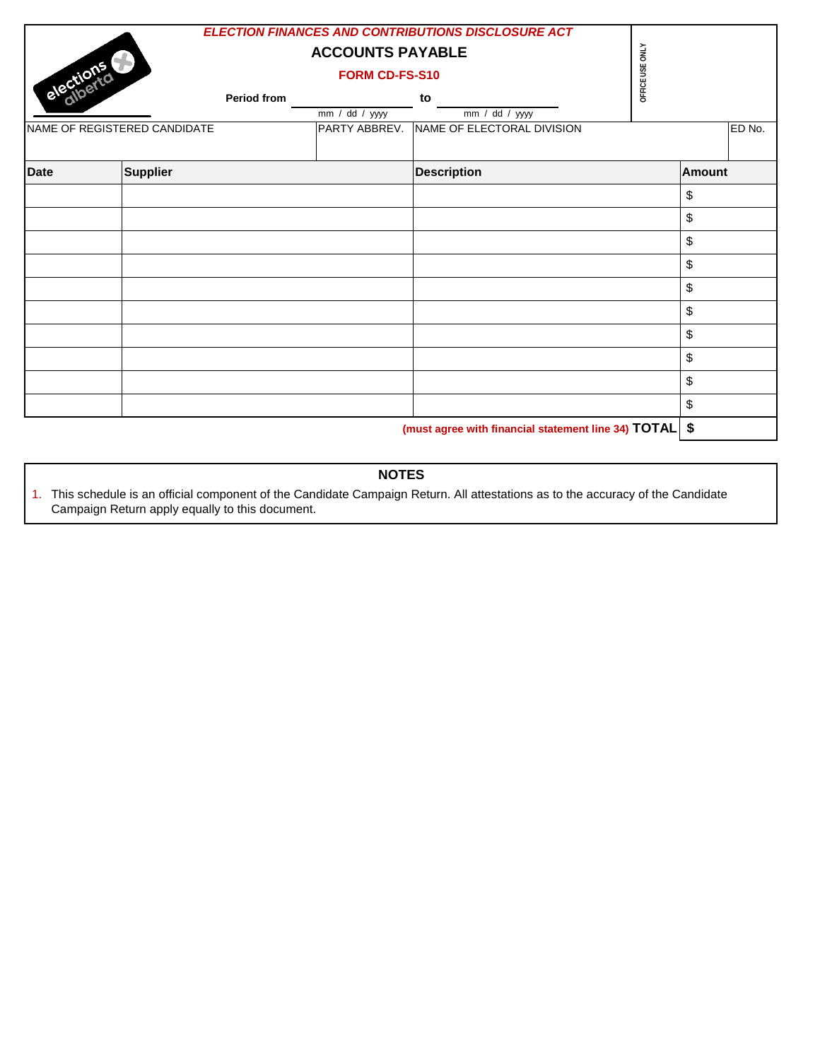*ELECTION FINANCES AND CONTRIBUTIONS DISCLOSURE ACT*

# ACCOUNTS PAYABLE

**FORM CD-FS-S10**

OFFICE USE ONLY

**Period from** ____________ **to** ____________
mm / dd / yyyy — mm / dd / yyyy

| NAME OF REGISTERED CANDIDATE | PARTY ABBREV. | NAME OF ELECTORAL DIVISION | ED No. |
|---|---|---|---|
| | | | |

| Date | Supplier | Description | Amount |
|---|---|---|---|
| | | | $ |
| | | | $ |
| | | | $ |
| | | | $ |
| | | | $ |
| | | | $ |
| | | | $ |
| | | | $ |
| | | | $ |
| | | | $ |
| | | **(must agree with financial statement line 34) TOTAL** | **$** |

## NOTES

1. This schedule is an official component of the Candidate Campaign Return. All attestations as to the accuracy of the Candidate Campaign Return apply equally to this document.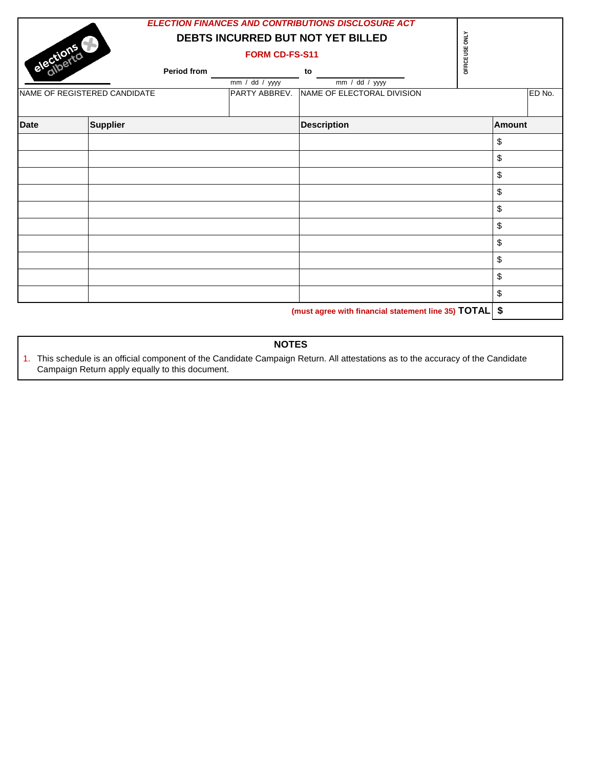*ELECTION FINANCES AND CONTRIBUTIONS DISCLOSURE ACT*

# DEBTS INCURRED BUT NOT YET BILLED

**FORM CD-FS-S11**

**Period from** ______________ **to** ______________
mm / dd / yyyy mm / dd / yyyy

OFFICE USE ONLY

| NAME OF REGISTERED CANDIDATE | PARTY ABBREV. | NAME OF ELECTORAL DIVISION | ED No. |
|---|---|---|---|
| | | | |

| Date | Supplier | Description | Amount |
|---|---|---|---|
| | | | $ |
| | | | $ |
| | | | $ |
| | | | $ |
| | | | $ |
| | | | $ |
| | | | $ |
| | | | $ |
| | | | $ |
| | | | $ |
| | | (must agree with financial statement line 35) **TOTAL** | **$** |

## NOTES

1. This schedule is an official component of the Candidate Campaign Return. All attestations as to the accuracy of the Candidate Campaign Return apply equally to this document.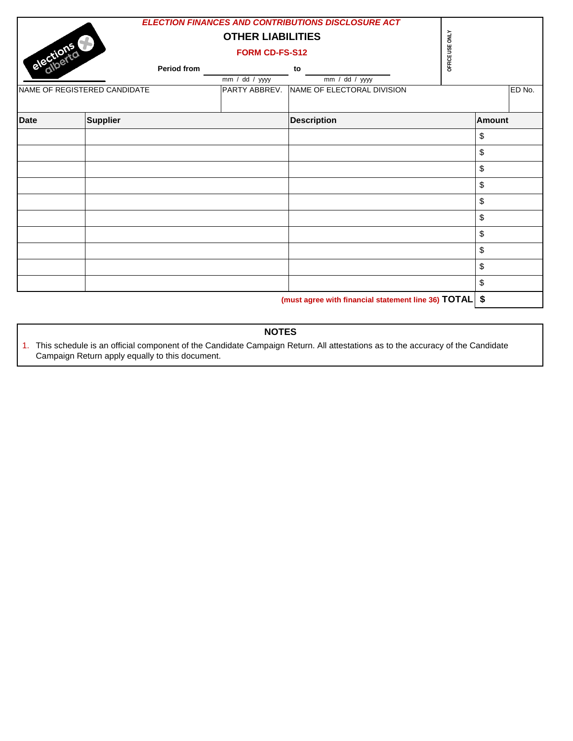*ELECTION FINANCES AND CONTRIBUTIONS DISCLOSURE ACT*

# OTHER LIABILITIES

**FORM CD-FS-S12**

**Period from** ____________ **to** ____________
mm / dd / yyyy mm / dd / yyyy

OFFICE USE ONLY

| NAME OF REGISTERED CANDIDATE | PARTY ABBREV. | NAME OF ELECTORAL DIVISION | ED No. |
|---|---|---|---|
| | | | |

| Date | Supplier | Description | Amount |
|---|---|---|---|
| | | | $ |
| | | | $ |
| | | | $ |
| | | | $ |
| | | | $ |
| | | | $ |
| | | | $ |
| | | | $ |
| | | | $ |
| | | | $ |
| | | **(must agree with financial statement line 36) TOTAL** | **$** |

## NOTES

1. This schedule is an official component of the Candidate Campaign Return. All attestations as to the accuracy of the Candidate Campaign Return apply equally to this document.